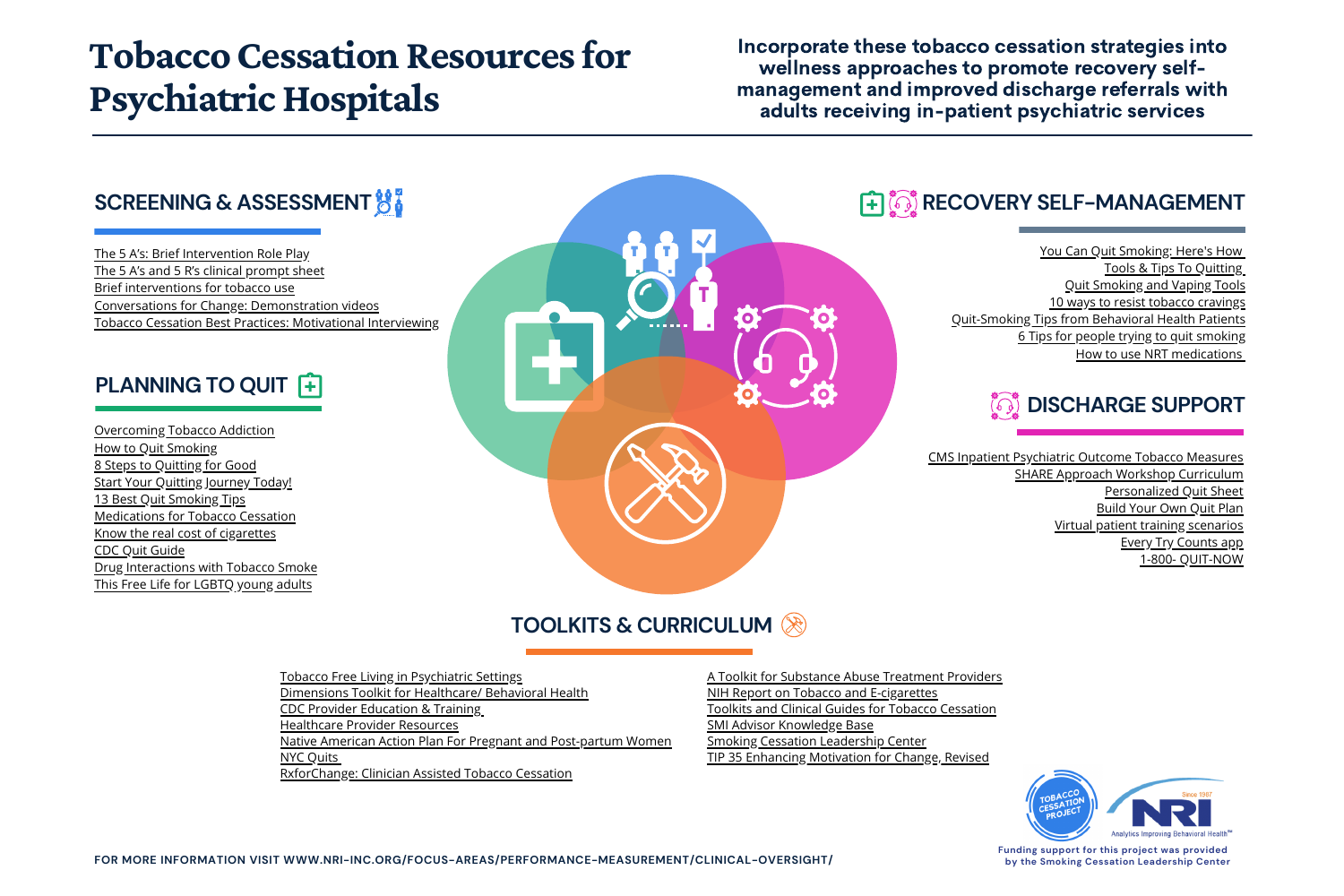# Tobacco Cessation Resources for Psychiatric Hospitals

**Incorporate these tobacco cessation strategies into wellness approaches to promote recovery self-management and improved discharge referrals with adults receiving in-patient psychiatric services**

## SCREENING & ASSESSMENT

- The 5 A's: Brief Intervention Role Play
- The 5 A's and 5 R's clinical prompt sheet
- Brief interventions for tobacco use
- Conversations for Change: Demonstration videos
- Tobacco Cessation Best Practices: Motivational Interviewing

## PLANNING TO QUIT

- Overcoming Tobacco Addiction
- How to Quit Smoking
- 8 Steps to Quitting for Good
- Start Your Quitting Journey Today!
- 13 Best Quit Smoking Tips
- Medications for Tobacco Cessation
- Know the real cost of cigarettes
- CDC Quit Guide
- Drug Interactions with Tobacco Smoke
- This Free Life for LGBTQ young adults

## RECOVERY SELF-MANAGEMENT

- You Can Quit Smoking: Here's How
- Tools & Tips To Quitting
- Quit Smoking and Vaping Tools
- 10 ways to resist tobacco cravings
- Quit-Smoking Tips from Behavioral Health Patients
- 6 Tips for people trying to quit smoking
- How to use NRT medications

## DISCHARGE SUPPORT

- CMS Inpatient Psychiatric Outcome Tobacco Measures
- SHARE Approach Workshop Curriculum
- Personalized Quit Sheet
- Build Your Own Quit Plan
- Virtual patient training scenarios
- Every Try Counts app
- 1-800- QUIT-NOW

## TOOLKITS & CURRICULUM

- Tobacco Free Living in Psychiatric Settings
- Dimensions Toolkit for Healthcare/ Behavioral Health
- CDC Provider Education & Training
- Healthcare Provider Resources
- Native American Action Plan For Pregnant and Post-partum Women
- NYC Quits
- RxforChange: Clinician Assisted Tobacco Cessation
- A Toolkit for Substance Abuse Treatment Providers
- NIH Report on Tobacco and E-cigarettes
- Toolkits and Clinical Guides for Tobacco Cessation
- SMI Advisor Knowledge Base
- Smoking Cessation Leadership Center
- TIP 35 Enhancing Motivation for Change, Revised

TOBACCO CESSATION PROJECT

NRI Since 1987 Analytics Improving Behavioral Health℠

Funding support for this project was provided by the Smoking Cessation Leadership Center

FOR MORE INFORMATION VISIT WWW.NRI-INC.ORG/FOCUS-AREAS/PERFORMANCE-MEASUREMENT/CLINICAL-OVERSIGHT/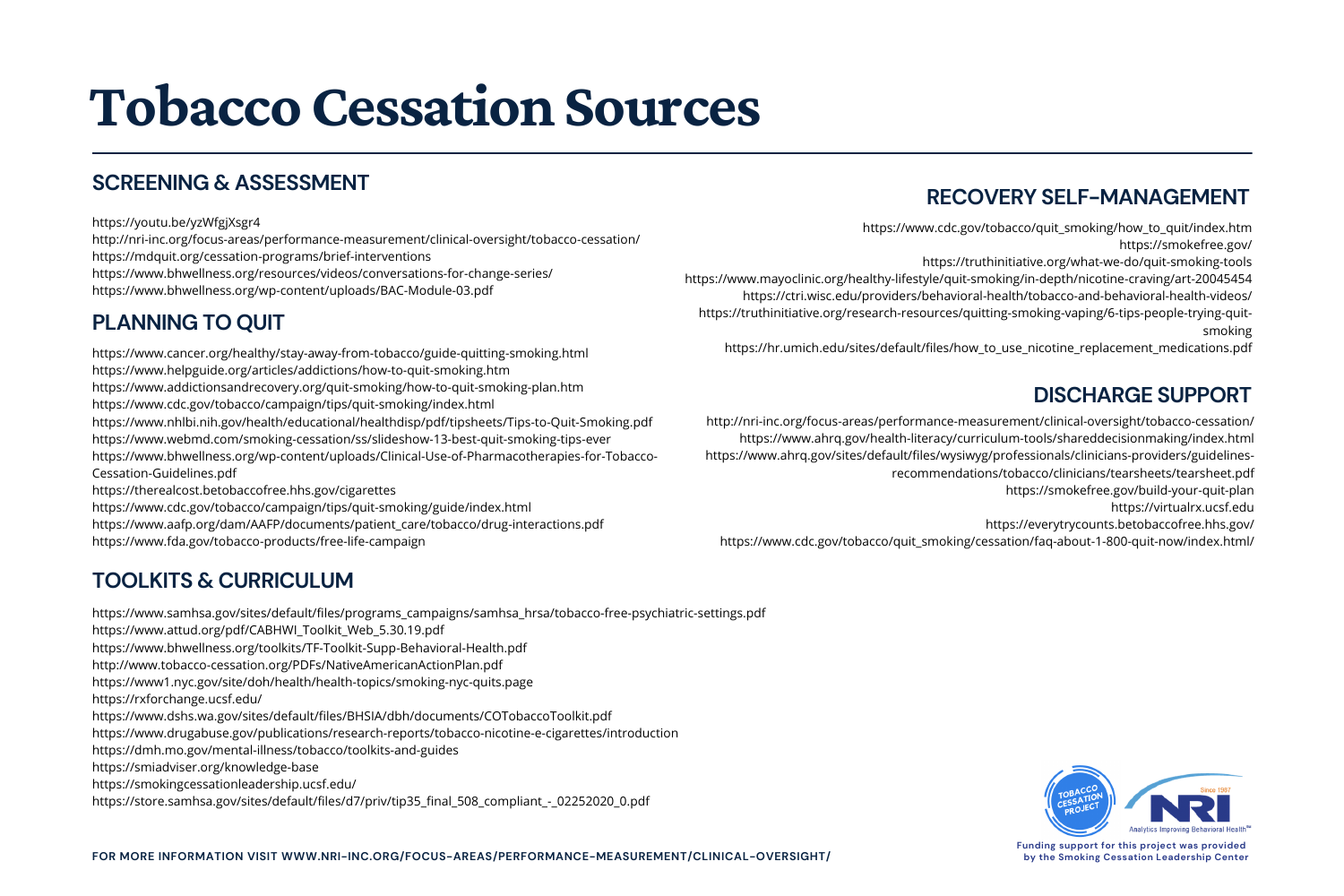# Tobacco Cessation Sources

## SCREENING & ASSESSMENT

https://youtu.be/yzWfgjXsgr4
http://nri-inc.org/focus-areas/performance-measurement/clinical-oversight/tobacco-cessation/
https://mdquit.org/cessation-programs/brief-interventions
https://www.bhwellness.org/resources/videos/conversations-for-change-series/
https://www.bhwellness.org/wp-content/uploads/BAC-Module-03.pdf

## PLANNING TO QUIT

https://www.cancer.org/healthy/stay-away-from-tobacco/guide-quitting-smoking.html
https://www.helpguide.org/articles/addictions/how-to-quit-smoking.htm
https://www.addictionsandrecovery.org/quit-smoking/how-to-quit-smoking-plan.htm
https://www.cdc.gov/tobacco/campaign/tips/quit-smoking/index.html
https://www.nhlbi.nih.gov/health/educational/healthdisp/pdf/tipsheets/Tips-to-Quit-Smoking.pdf
https://www.webmd.com/smoking-cessation/ss/slideshow-13-best-quit-smoking-tips-ever
https://www.bhwellness.org/wp-content/uploads/Clinical-Use-of-Pharmacotherapies-for-Tobacco-Cessation-Guidelines.pdf
https://therealcost.betobaccofree.hhs.gov/cigarettes
https://www.cdc.gov/tobacco/campaign/tips/quit-smoking/guide/index.html
https://www.aafp.org/dam/AAFP/documents/patient_care/tobacco/drug-interactions.pdf
https://www.fda.gov/tobacco-products/free-life-campaign

## TOOLKITS & CURRICULUM

https://www.samhsa.gov/sites/default/files/programs_campaigns/samhsa_hrsa/tobacco-free-psychiatric-settings.pdf
https://www.attud.org/pdf/CABHWI_Toolkit_Web_5.30.19.pdf
https://www.bhwellness.org/toolkits/TF-Toolkit-Supp-Behavioral-Health.pdf
http://www.tobacco-cessation.org/PDFs/NativeAmericanActionPlan.pdf
https://www1.nyc.gov/site/doh/health/health-topics/smoking-nyc-quits.page
https://rxforchange.ucsf.edu/
https://www.dshs.wa.gov/sites/default/files/BHSIA/dbh/documents/COTobaccoToolkit.pdf
https://www.drugabuse.gov/publications/research-reports/tobacco-nicotine-e-cigarettes/introduction
https://dmh.mo.gov/mental-illness/tobacco/toolkits-and-guides
https://smiadviser.org/knowledge-base
https://smokingcessationleadership.ucsf.edu/
https://store.samhsa.gov/sites/default/files/d7/priv/tip35_final_508_compliant_-_02252020_0.pdf

## RECOVERY SELF-MANAGEMENT

https://www.cdc.gov/tobacco/quit_smoking/how_to_quit/index.htm
https://smokefree.gov/
https://truthinitiative.org/what-we-do/quit-smoking-tools
https://www.mayoclinic.org/healthy-lifestyle/quit-smoking/in-depth/nicotine-craving/art-20045454
https://ctri.wisc.edu/providers/behavioral-health/tobacco-and-behavioral-health-videos/
https://truthinitiative.org/research-resources/quitting-smoking-vaping/6-tips-people-trying-quit-smoking
https://hr.umich.edu/sites/default/files/how_to_use_nicotine_replacement_medications.pdf

## DISCHARGE SUPPORT

http://nri-inc.org/focus-areas/performance-measurement/clinical-oversight/tobacco-cessation/
https://www.ahrq.gov/health-literacy/curriculum-tools/shareddecisionmaking/index.html
https://www.ahrq.gov/sites/default/files/wysiwyg/professionals/clinicians-providers/guidelines-recommendations/tobacco/clinicians/tearsheets/tearsheet.pdf
https://smokefree.gov/build-your-quit-plan
https://virtualrx.ucsf.edu
https://everytrycounts.betobaccofree.hhs.gov/
https://www.cdc.gov/tobacco/quit_smoking/cessation/faq-about-1-800-quit-now/index.html/

Funding support for this project was provided by the Smoking Cessation Leadership Center

FOR MORE INFORMATION VISIT WWW.NRI-INC.ORG/FOCUS-AREAS/PERFORMANCE-MEASUREMENT/CLINICAL-OVERSIGHT/